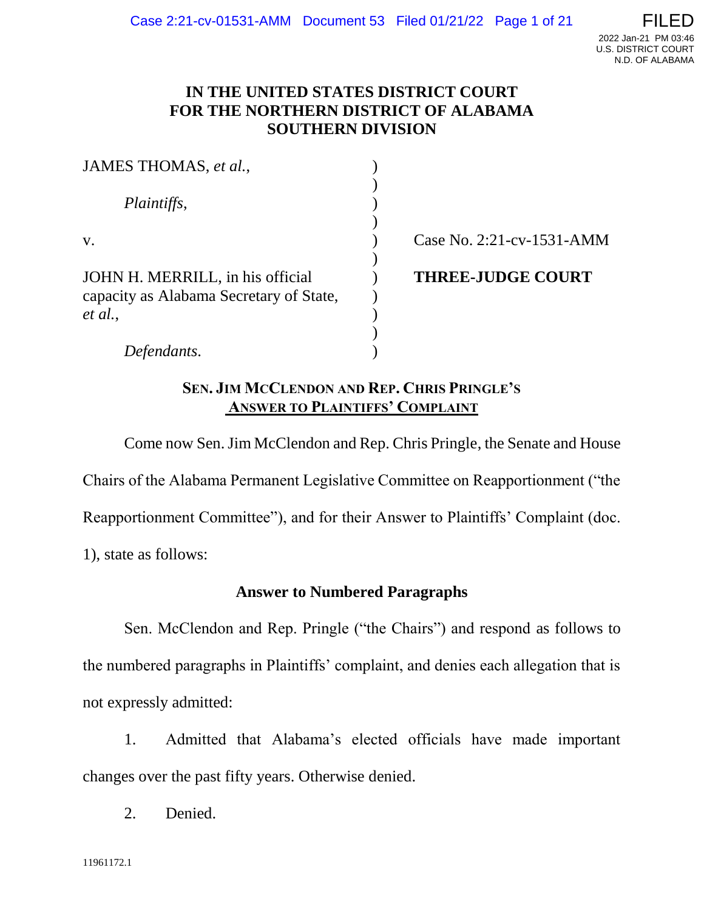# IN THE UNITED STATES DISTRICT COURT FOR THE NORTHERN DISTRICT OF ALABAMA SOUTHERN DIVISION

| | | |
|---|---|---|
| JAMES THOMAS, *et al.*, | ) | |
| *Plaintiffs,* | ) | |
| v. | ) | Case No. 2:21-cv-1531-AMM |
| JOHN H. MERRILL, in his official capacity as Alabama Secretary of State, *et al.*, | ) | **THREE-JUDGE COURT** |
| *Defendants.* | ) | |

## SEN. JIM MCCLENDON AND REP. CHRIS PRINGLE'S ANSWER TO PLAINTIFFS' COMPLAINT

Come now Sen. Jim McClendon and Rep. Chris Pringle, the Senate and House Chairs of the Alabama Permanent Legislative Committee on Reapportionment ("the Reapportionment Committee"), and for their Answer to Plaintiffs' Complaint (doc. 1), state as follows:

### Answer to Numbered Paragraphs

Sen. McClendon and Rep. Pringle ("the Chairs") and respond as follows to the numbered paragraphs in Plaintiffs' complaint, and denies each allegation that is not expressly admitted:

1. Admitted that Alabama's elected officials have made important changes over the past fifty years. Otherwise denied.

2. Denied.

11961172.1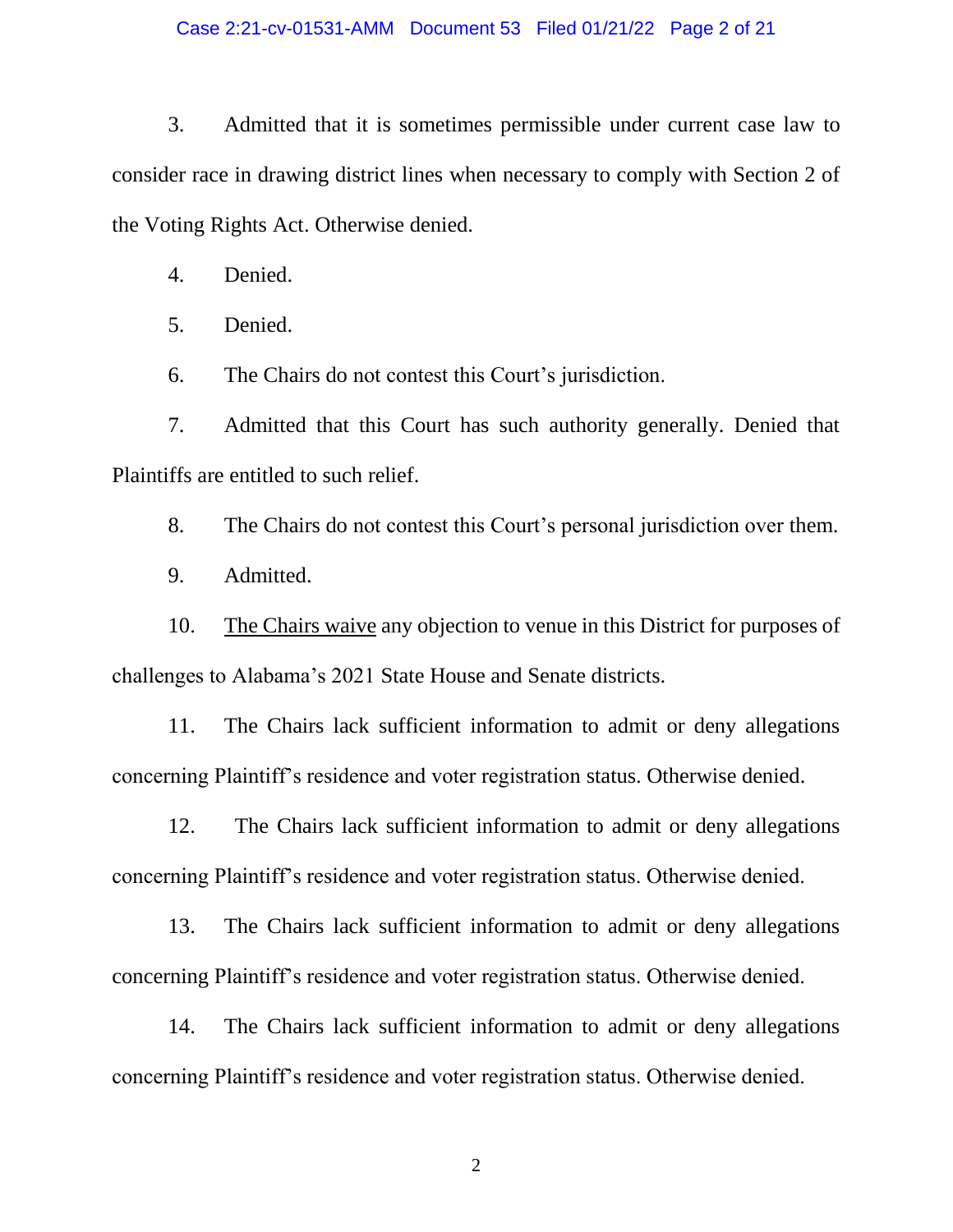3. Admitted that it is sometimes permissible under current case law to consider race in drawing district lines when necessary to comply with Section 2 of the Voting Rights Act. Otherwise denied.

4. Denied.

5. Denied.

6. The Chairs do not contest this Court's jurisdiction.

7. Admitted that this Court has such authority generally. Denied that Plaintiffs are entitled to such relief.

8. The Chairs do not contest this Court's personal jurisdiction over them.

9. Admitted.

10. The Chairs waive any objection to venue in this District for purposes of challenges to Alabama's 2021 State House and Senate districts.

11. The Chairs lack sufficient information to admit or deny allegations concerning Plaintiff's residence and voter registration status. Otherwise denied.

12. The Chairs lack sufficient information to admit or deny allegations concerning Plaintiff's residence and voter registration status. Otherwise denied.

13. The Chairs lack sufficient information to admit or deny allegations concerning Plaintiff's residence and voter registration status. Otherwise denied.

14. The Chairs lack sufficient information to admit or deny allegations concerning Plaintiff's residence and voter registration status. Otherwise denied.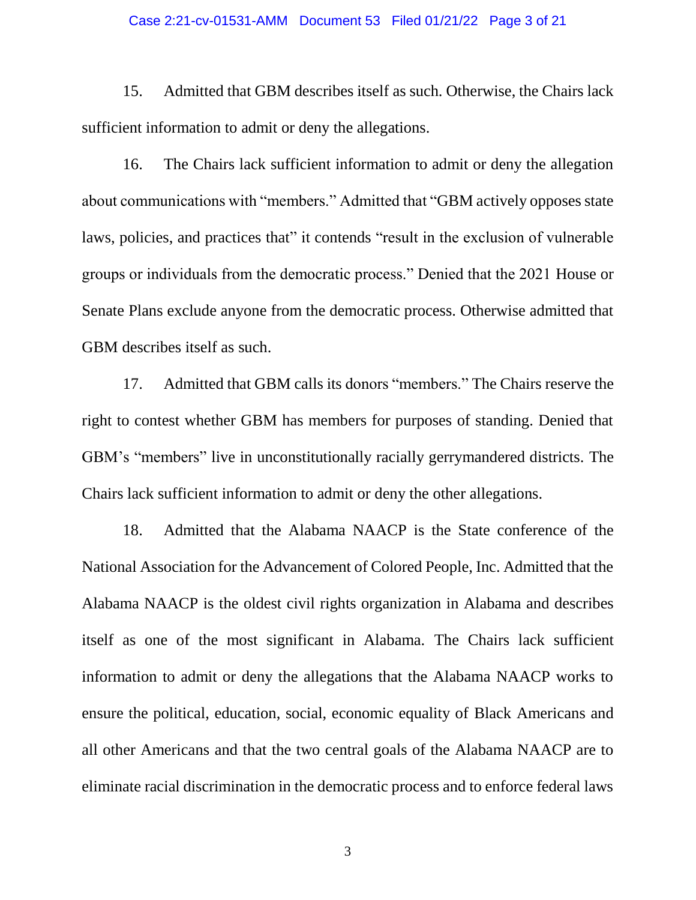15. Admitted that GBM describes itself as such. Otherwise, the Chairs lack sufficient information to admit or deny the allegations.

16. The Chairs lack sufficient information to admit or deny the allegation about communications with "members." Admitted that "GBM actively opposes state laws, policies, and practices that" it contends "result in the exclusion of vulnerable groups or individuals from the democratic process." Denied that the 2021 House or Senate Plans exclude anyone from the democratic process. Otherwise admitted that GBM describes itself as such.

17. Admitted that GBM calls its donors "members." The Chairs reserve the right to contest whether GBM has members for purposes of standing. Denied that GBM's "members" live in unconstitutionally racially gerrymandered districts. The Chairs lack sufficient information to admit or deny the other allegations.

18. Admitted that the Alabama NAACP is the State conference of the National Association for the Advancement of Colored People, Inc. Admitted that the Alabama NAACP is the oldest civil rights organization in Alabama and describes itself as one of the most significant in Alabama. The Chairs lack sufficient information to admit or deny the allegations that the Alabama NAACP works to ensure the political, education, social, economic equality of Black Americans and all other Americans and that the two central goals of the Alabama NAACP are to eliminate racial discrimination in the democratic process and to enforce federal laws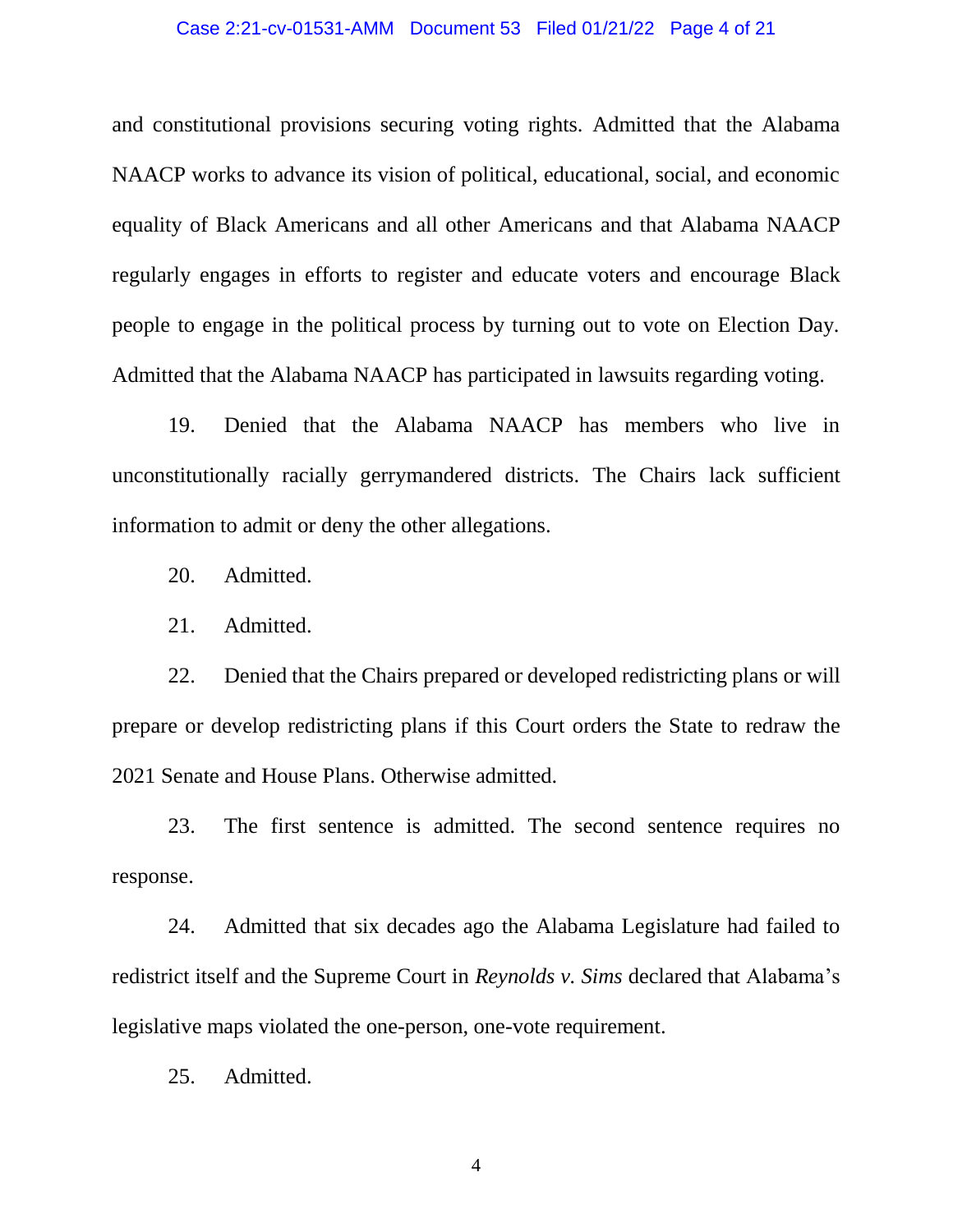and constitutional provisions securing voting rights. Admitted that the Alabama NAACP works to advance its vision of political, educational, social, and economic equality of Black Americans and all other Americans and that Alabama NAACP regularly engages in efforts to register and educate voters and encourage Black people to engage in the political process by turning out to vote on Election Day. Admitted that the Alabama NAACP has participated in lawsuits regarding voting.

19. Denied that the Alabama NAACP has members who live in unconstitutionally racially gerrymandered districts. The Chairs lack sufficient information to admit or deny the other allegations.

20. Admitted.

21. Admitted.

22. Denied that the Chairs prepared or developed redistricting plans or will prepare or develop redistricting plans if this Court orders the State to redraw the 2021 Senate and House Plans. Otherwise admitted.

23. The first sentence is admitted. The second sentence requires no response.

24. Admitted that six decades ago the Alabama Legislature had failed to redistrict itself and the Supreme Court in *Reynolds v. Sims* declared that Alabama's legislative maps violated the one-person, one-vote requirement.

25. Admitted.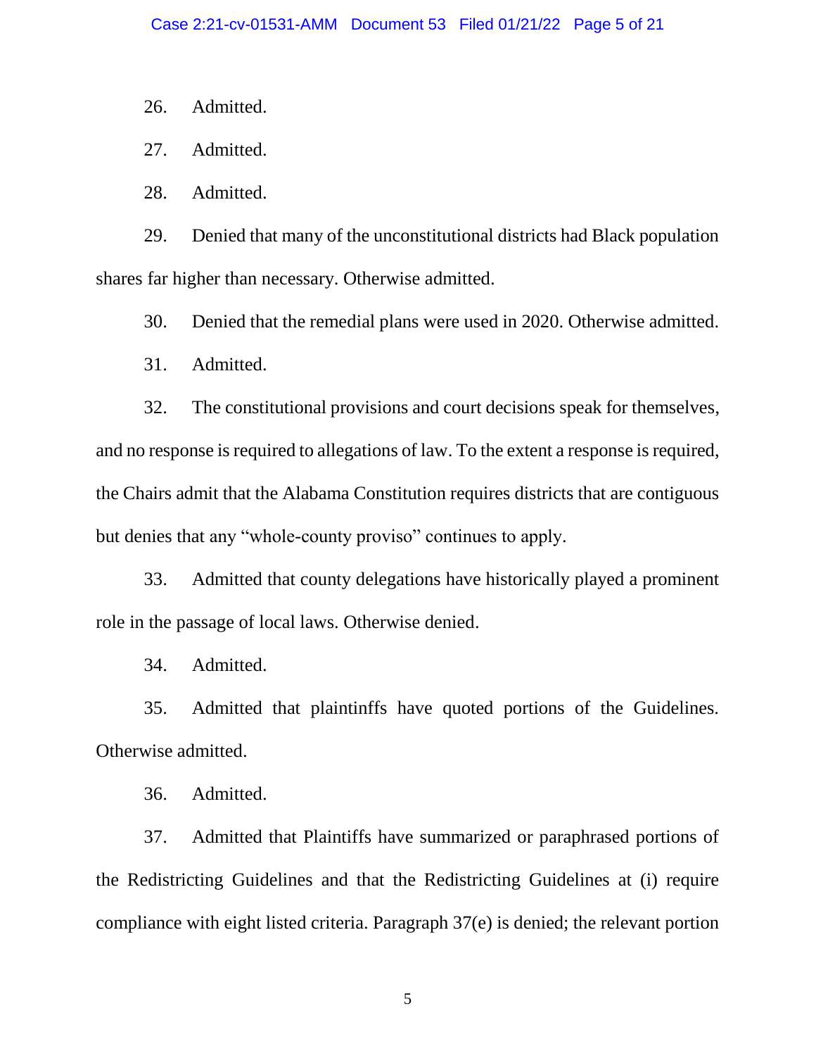26. Admitted.

27. Admitted.

28. Admitted.

29. Denied that many of the unconstitutional districts had Black population shares far higher than necessary. Otherwise admitted.

30. Denied that the remedial plans were used in 2020. Otherwise admitted.

31. Admitted.

32. The constitutional provisions and court decisions speak for themselves, and no response is required to allegations of law. To the extent a response is required, the Chairs admit that the Alabama Constitution requires districts that are contiguous but denies that any "whole-county proviso" continues to apply.

33. Admitted that county delegations have historically played a prominent role in the passage of local laws. Otherwise denied.

34. Admitted.

35. Admitted that plaintinffs have quoted portions of the Guidelines. Otherwise admitted.

36. Admitted.

37. Admitted that Plaintiffs have summarized or paraphrased portions of the Redistricting Guidelines and that the Redistricting Guidelines at (i) require compliance with eight listed criteria. Paragraph 37(e) is denied; the relevant portion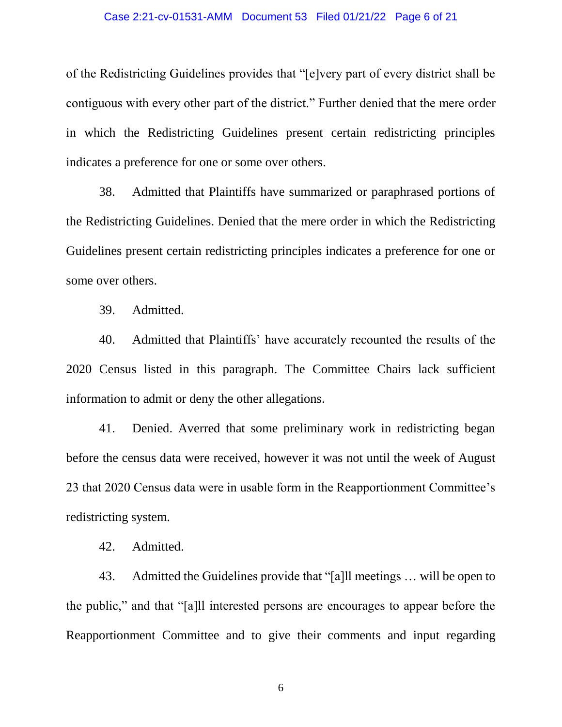of the Redistricting Guidelines provides that "[e]very part of every district shall be contiguous with every other part of the district." Further denied that the mere order in which the Redistricting Guidelines present certain redistricting principles indicates a preference for one or some over others.

38. Admitted that Plaintiffs have summarized or paraphrased portions of the Redistricting Guidelines. Denied that the mere order in which the Redistricting Guidelines present certain redistricting principles indicates a preference for one or some over others.

39. Admitted.

40. Admitted that Plaintiffs' have accurately recounted the results of the 2020 Census listed in this paragraph. The Committee Chairs lack sufficient information to admit or deny the other allegations.

41. Denied. Averred that some preliminary work in redistricting began before the census data were received, however it was not until the week of August 23 that 2020 Census data were in usable form in the Reapportionment Committee's redistricting system.

42. Admitted.

43. Admitted the Guidelines provide that "[a]ll meetings … will be open to the public," and that "[a]ll interested persons are encourages to appear before the Reapportionment Committee and to give their comments and input regarding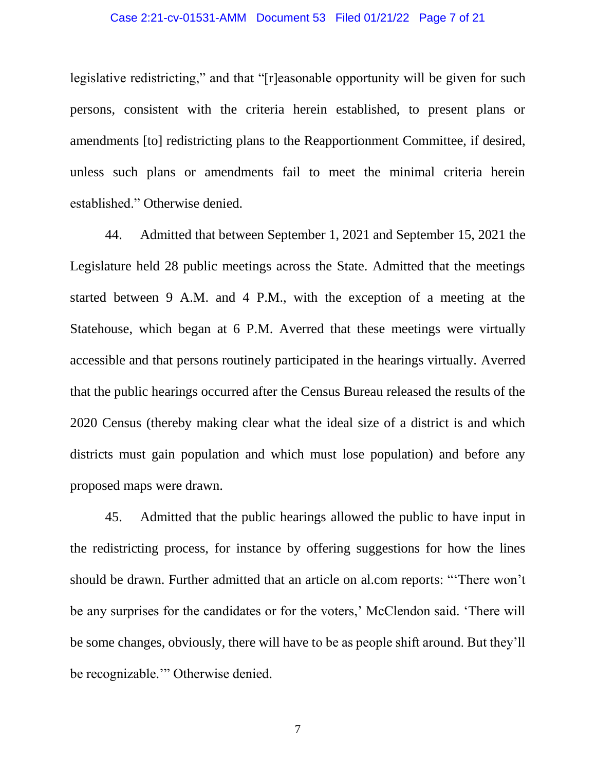legislative redistricting," and that "[r]easonable opportunity will be given for such persons, consistent with the criteria herein established, to present plans or amendments [to] redistricting plans to the Reapportionment Committee, if desired, unless such plans or amendments fail to meet the minimal criteria herein established." Otherwise denied.

44. Admitted that between September 1, 2021 and September 15, 2021 the Legislature held 28 public meetings across the State. Admitted that the meetings started between 9 A.M. and 4 P.M., with the exception of a meeting at the Statehouse, which began at 6 P.M. Averred that these meetings were virtually accessible and that persons routinely participated in the hearings virtually. Averred that the public hearings occurred after the Census Bureau released the results of the 2020 Census (thereby making clear what the ideal size of a district is and which districts must gain population and which must lose population) and before any proposed maps were drawn.

45. Admitted that the public hearings allowed the public to have input in the redistricting process, for instance by offering suggestions for how the lines should be drawn. Further admitted that an article on al.com reports: "'There won't be any surprises for the candidates or for the voters,' McClendon said. 'There will be some changes, obviously, there will have to be as people shift around. But they'll be recognizable.'" Otherwise denied.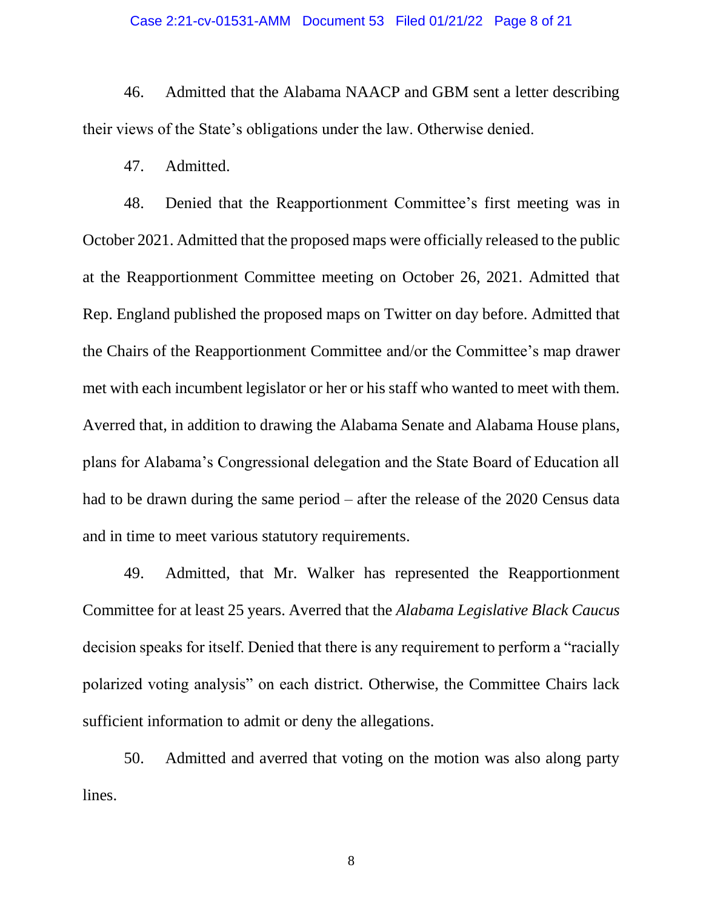46. Admitted that the Alabama NAACP and GBM sent a letter describing their views of the State's obligations under the law. Otherwise denied.

47. Admitted.

48. Denied that the Reapportionment Committee's first meeting was in October 2021. Admitted that the proposed maps were officially released to the public at the Reapportionment Committee meeting on October 26, 2021. Admitted that Rep. England published the proposed maps on Twitter on day before. Admitted that the Chairs of the Reapportionment Committee and/or the Committee's map drawer met with each incumbent legislator or her or his staff who wanted to meet with them. Averred that, in addition to drawing the Alabama Senate and Alabama House plans, plans for Alabama's Congressional delegation and the State Board of Education all had to be drawn during the same period – after the release of the 2020 Census data and in time to meet various statutory requirements.

49. Admitted, that Mr. Walker has represented the Reapportionment Committee for at least 25 years. Averred that the *Alabama Legislative Black Caucus* decision speaks for itself. Denied that there is any requirement to perform a "racially polarized voting analysis" on each district. Otherwise, the Committee Chairs lack sufficient information to admit or deny the allegations.

50. Admitted and averred that voting on the motion was also along party lines.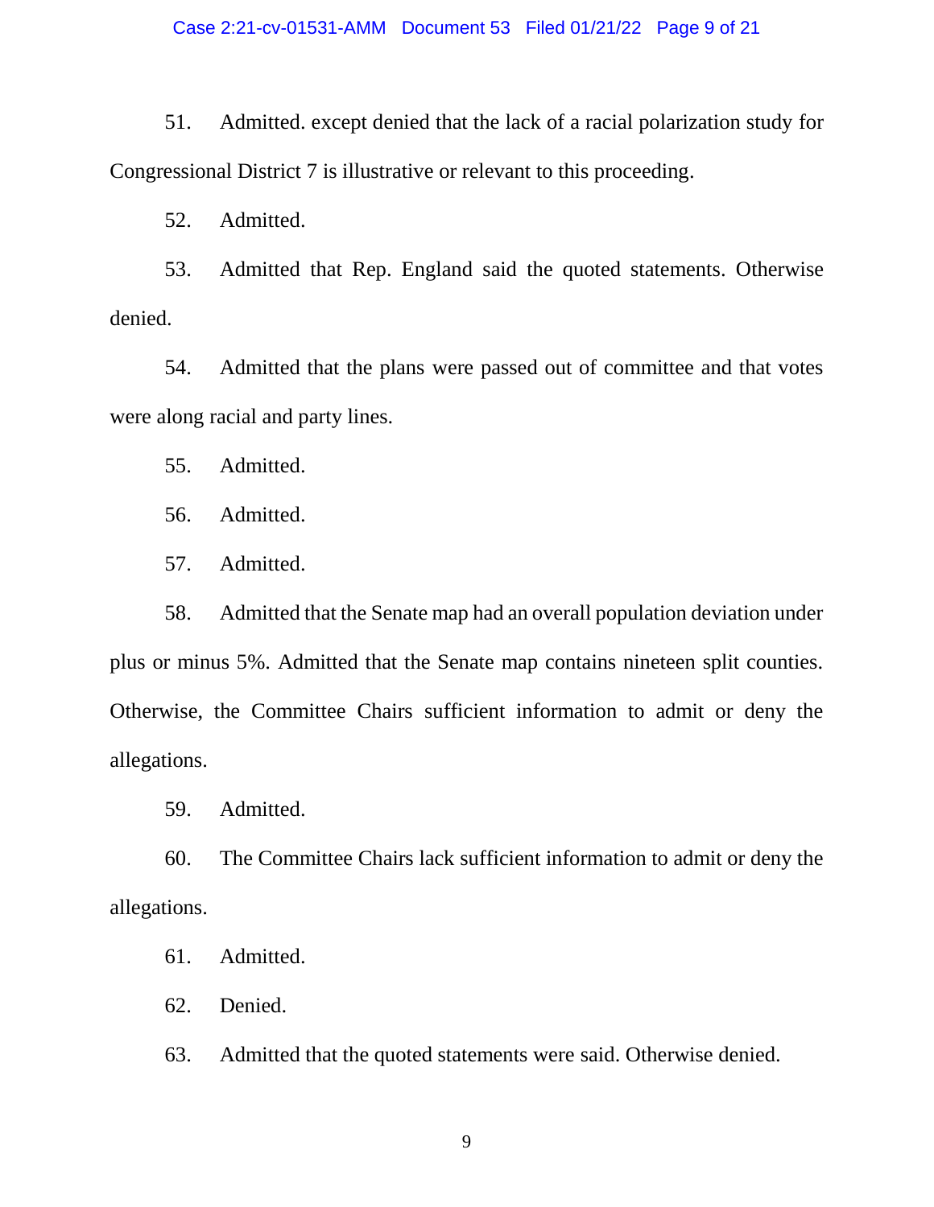51. Admitted. except denied that the lack of a racial polarization study for Congressional District 7 is illustrative or relevant to this proceeding.

52. Admitted.

53. Admitted that Rep. England said the quoted statements. Otherwise denied.

54. Admitted that the plans were passed out of committee and that votes were along racial and party lines.

55. Admitted.

56. Admitted.

57. Admitted.

58. Admitted that the Senate map had an overall population deviation under plus or minus 5%. Admitted that the Senate map contains nineteen split counties. Otherwise, the Committee Chairs sufficient information to admit or deny the allegations.

59. Admitted.

60. The Committee Chairs lack sufficient information to admit or deny the allegations.

61. Admitted.

62. Denied.

63. Admitted that the quoted statements were said. Otherwise denied.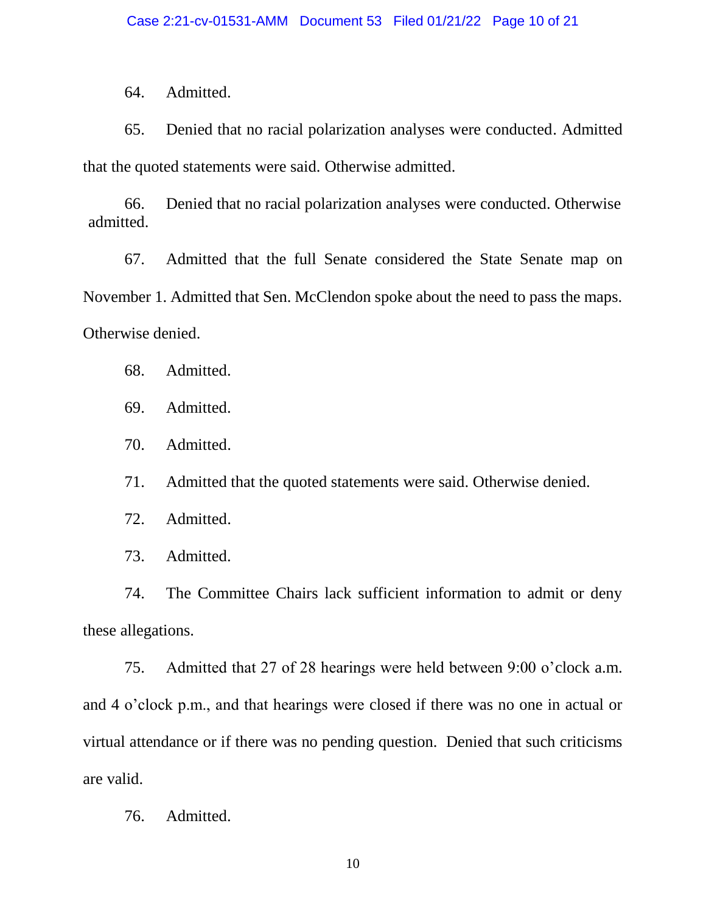64. Admitted.

65. Denied that no racial polarization analyses were conducted. Admitted that the quoted statements were said. Otherwise admitted.

66. Denied that no racial polarization analyses were conducted. Otherwise admitted.

67. Admitted that the full Senate considered the State Senate map on November 1. Admitted that Sen. McClendon spoke about the need to pass the maps. Otherwise denied.

68. Admitted.

69. Admitted.

70. Admitted.

71. Admitted that the quoted statements were said. Otherwise denied.

72. Admitted.

73. Admitted.

74. The Committee Chairs lack sufficient information to admit or deny these allegations.

75. Admitted that 27 of 28 hearings were held between 9:00 o'clock a.m. and 4 o'clock p.m., and that hearings were closed if there was no one in actual or virtual attendance or if there was no pending question. Denied that such criticisms are valid.

76. Admitted.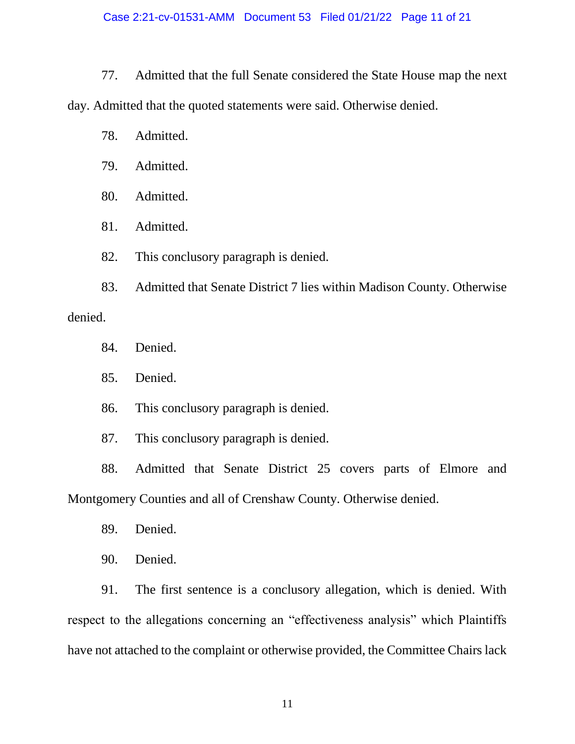77. Admitted that the full Senate considered the State House map the next day. Admitted that the quoted statements were said. Otherwise denied.

78. Admitted.

79. Admitted.

80. Admitted.

81. Admitted.

82. This conclusory paragraph is denied.

83. Admitted that Senate District 7 lies within Madison County. Otherwise denied.

84. Denied.

85. Denied.

86. This conclusory paragraph is denied.

87. This conclusory paragraph is denied.

88. Admitted that Senate District 25 covers parts of Elmore and Montgomery Counties and all of Crenshaw County. Otherwise denied.

89. Denied.

90. Denied.

91. The first sentence is a conclusory allegation, which is denied. With respect to the allegations concerning an "effectiveness analysis" which Plaintiffs have not attached to the complaint or otherwise provided, the Committee Chairs lack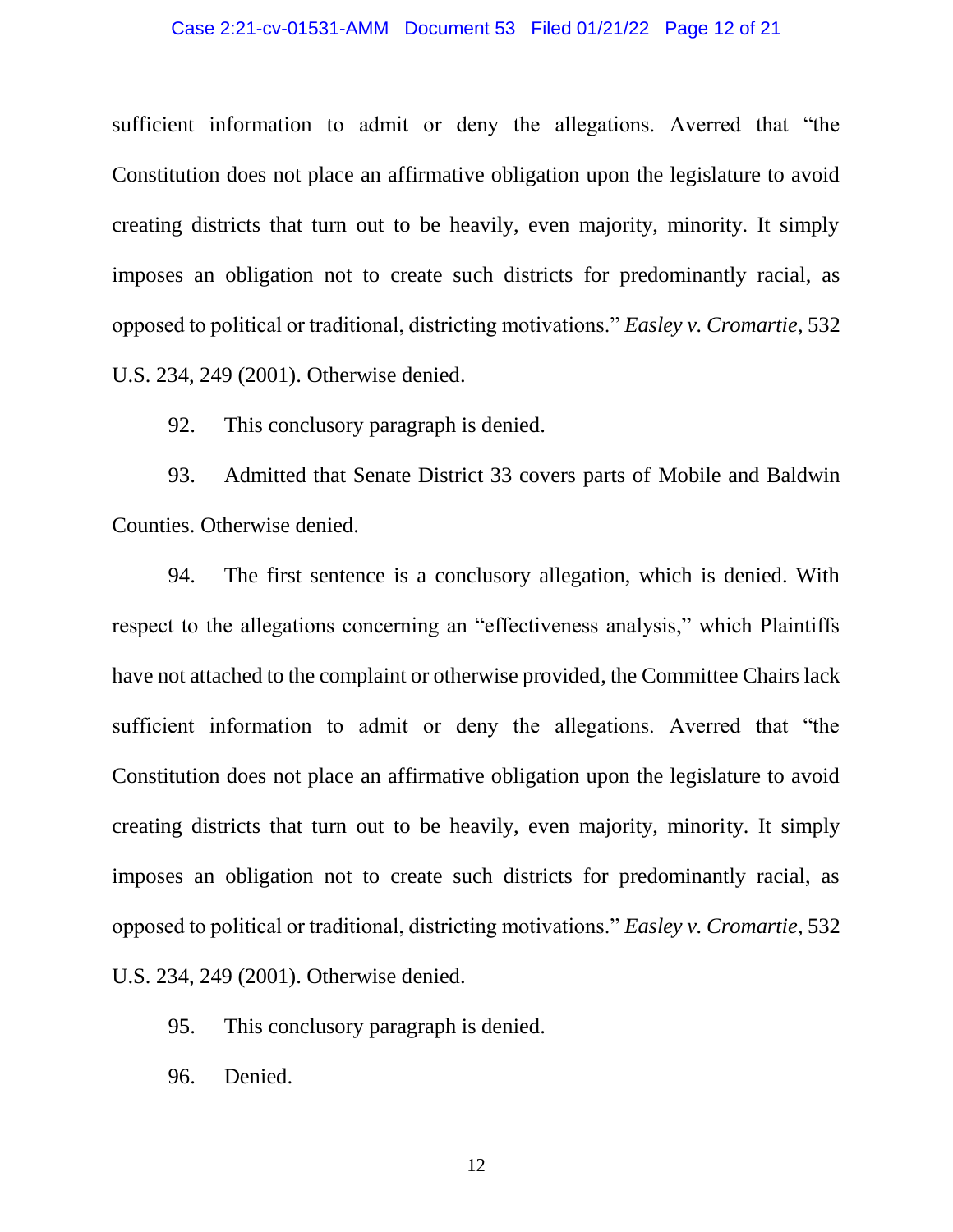sufficient information to admit or deny the allegations. Averred that "the Constitution does not place an affirmative obligation upon the legislature to avoid creating districts that turn out to be heavily, even majority, minority. It simply imposes an obligation not to create such districts for predominantly racial, as opposed to political or traditional, districting motivations." *Easley v. Cromartie*, 532 U.S. 234, 249 (2001). Otherwise denied.

92. This conclusory paragraph is denied.

93. Admitted that Senate District 33 covers parts of Mobile and Baldwin Counties. Otherwise denied.

94. The first sentence is a conclusory allegation, which is denied. With respect to the allegations concerning an "effectiveness analysis," which Plaintiffs have not attached to the complaint or otherwise provided, the Committee Chairs lack sufficient information to admit or deny the allegations. Averred that "the Constitution does not place an affirmative obligation upon the legislature to avoid creating districts that turn out to be heavily, even majority, minority. It simply imposes an obligation not to create such districts for predominantly racial, as opposed to political or traditional, districting motivations." *Easley v. Cromartie*, 532 U.S. 234, 249 (2001). Otherwise denied.

95. This conclusory paragraph is denied.

96. Denied.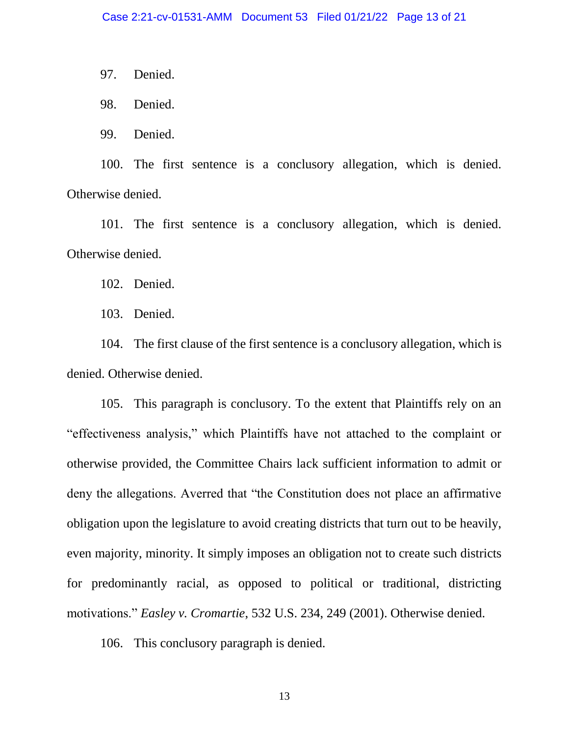97. Denied.

98. Denied.

99. Denied.

100. The first sentence is a conclusory allegation, which is denied. Otherwise denied.

101. The first sentence is a conclusory allegation, which is denied. Otherwise denied.

102. Denied.

103. Denied.

104. The first clause of the first sentence is a conclusory allegation, which is denied. Otherwise denied.

105. This paragraph is conclusory. To the extent that Plaintiffs rely on an "effectiveness analysis," which Plaintiffs have not attached to the complaint or otherwise provided, the Committee Chairs lack sufficient information to admit or deny the allegations. Averred that "the Constitution does not place an affirmative obligation upon the legislature to avoid creating districts that turn out to be heavily, even majority, minority. It simply imposes an obligation not to create such districts for predominantly racial, as opposed to political or traditional, districting motivations." *Easley v. Cromartie*, 532 U.S. 234, 249 (2001). Otherwise denied.

106. This conclusory paragraph is denied.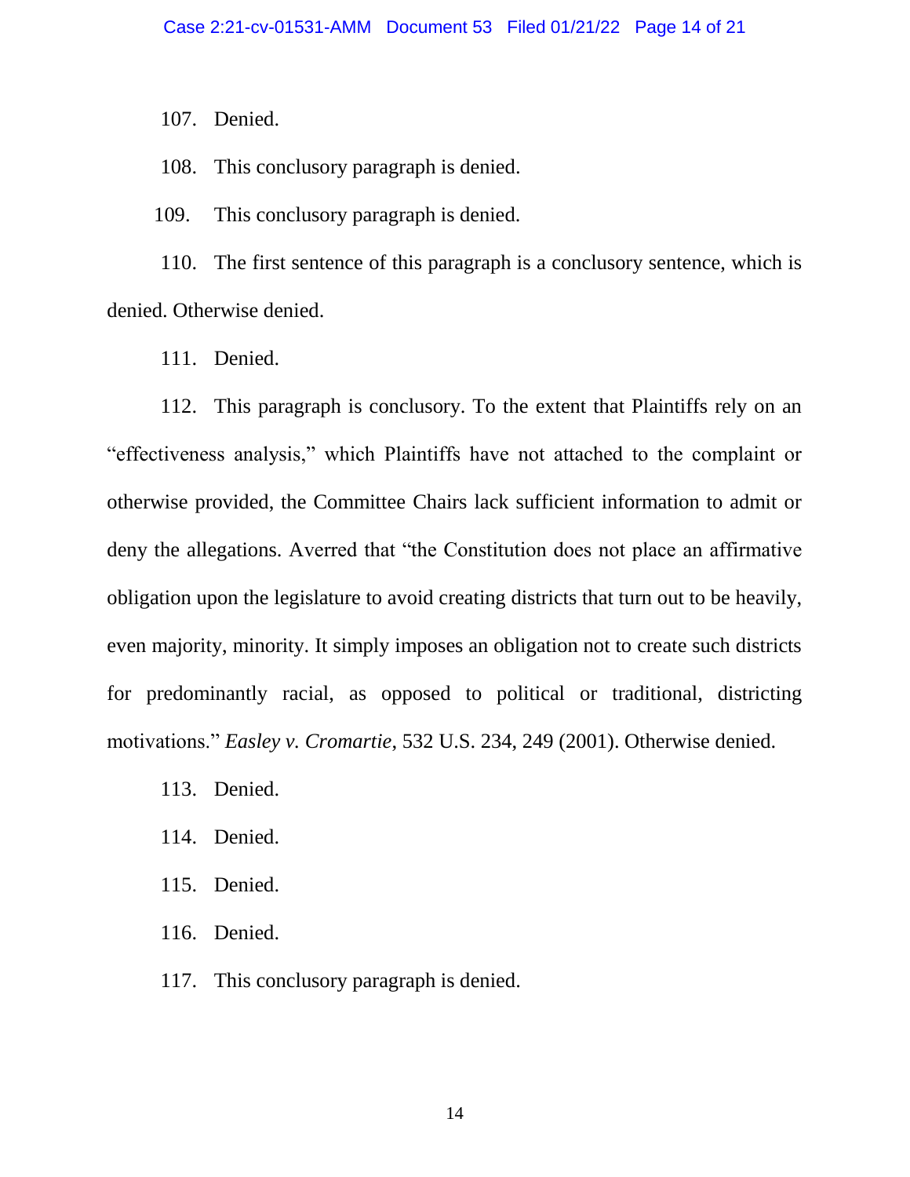107. Denied.

108. This conclusory paragraph is denied.

109. This conclusory paragraph is denied.

110. The first sentence of this paragraph is a conclusory sentence, which is denied. Otherwise denied.

111. Denied.

112. This paragraph is conclusory. To the extent that Plaintiffs rely on an "effectiveness analysis," which Plaintiffs have not attached to the complaint or otherwise provided, the Committee Chairs lack sufficient information to admit or deny the allegations. Averred that "the Constitution does not place an affirmative obligation upon the legislature to avoid creating districts that turn out to be heavily, even majority, minority. It simply imposes an obligation not to create such districts for predominantly racial, as opposed to political or traditional, districting motivations." *Easley v. Cromartie*, 532 U.S. 234, 249 (2001). Otherwise denied.

113. Denied.

114. Denied.

115. Denied.

116. Denied.

117. This conclusory paragraph is denied.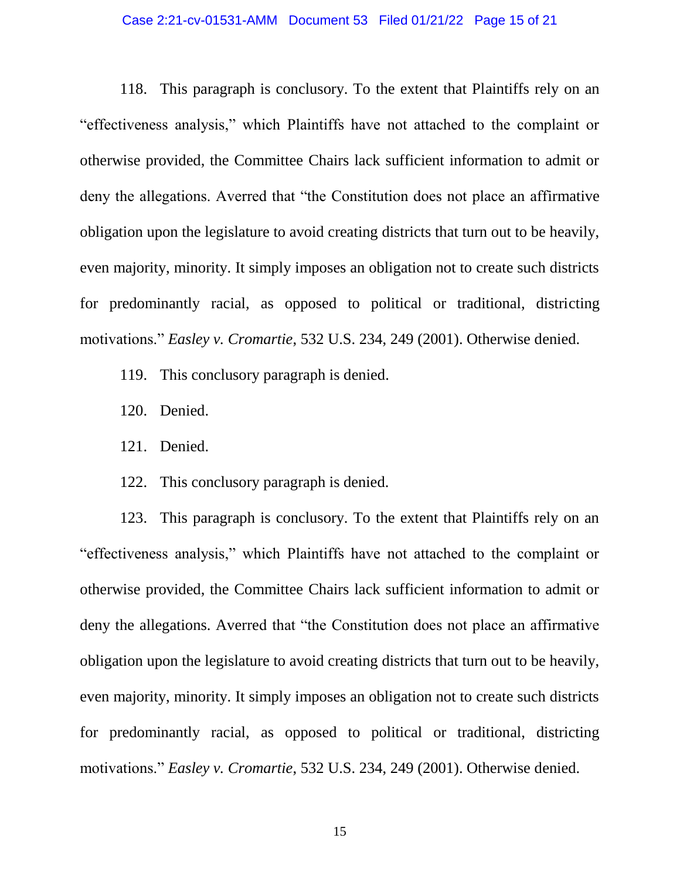118. This paragraph is conclusory. To the extent that Plaintiffs rely on an "effectiveness analysis," which Plaintiffs have not attached to the complaint or otherwise provided, the Committee Chairs lack sufficient information to admit or deny the allegations. Averred that "the Constitution does not place an affirmative obligation upon the legislature to avoid creating districts that turn out to be heavily, even majority, minority. It simply imposes an obligation not to create such districts for predominantly racial, as opposed to political or traditional, districting motivations." *Easley v. Cromartie*, 532 U.S. 234, 249 (2001). Otherwise denied.

119. This conclusory paragraph is denied.

120. Denied.

121. Denied.

122. This conclusory paragraph is denied.

123. This paragraph is conclusory. To the extent that Plaintiffs rely on an "effectiveness analysis," which Plaintiffs have not attached to the complaint or otherwise provided, the Committee Chairs lack sufficient information to admit or deny the allegations. Averred that "the Constitution does not place an affirmative obligation upon the legislature to avoid creating districts that turn out to be heavily, even majority, minority. It simply imposes an obligation not to create such districts for predominantly racial, as opposed to political or traditional, districting motivations." *Easley v. Cromartie*, 532 U.S. 234, 249 (2001). Otherwise denied.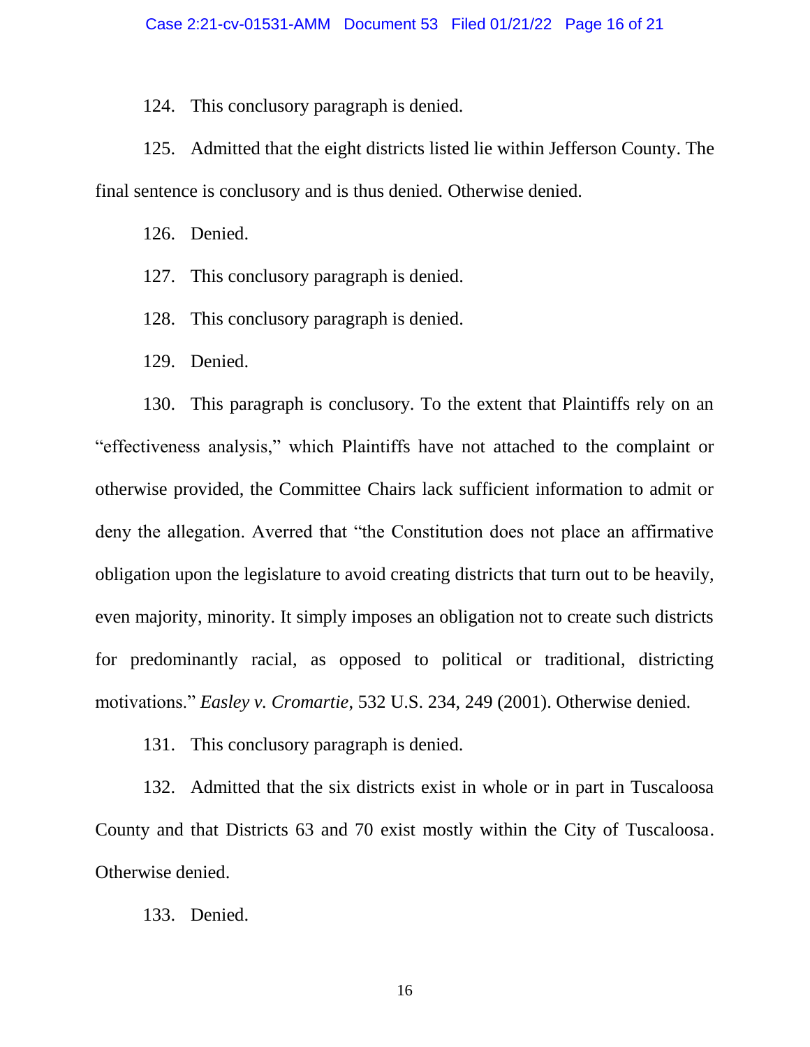124. This conclusory paragraph is denied.

125. Admitted that the eight districts listed lie within Jefferson County. The final sentence is conclusory and is thus denied. Otherwise denied.

126. Denied.

127. This conclusory paragraph is denied.

128. This conclusory paragraph is denied.

129. Denied.

130. This paragraph is conclusory. To the extent that Plaintiffs rely on an "effectiveness analysis," which Plaintiffs have not attached to the complaint or otherwise provided, the Committee Chairs lack sufficient information to admit or deny the allegation. Averred that "the Constitution does not place an affirmative obligation upon the legislature to avoid creating districts that turn out to be heavily, even majority, minority. It simply imposes an obligation not to create such districts for predominantly racial, as opposed to political or traditional, districting motivations." *Easley v. Cromartie*, 532 U.S. 234, 249 (2001). Otherwise denied.

131. This conclusory paragraph is denied.

132. Admitted that the six districts exist in whole or in part in Tuscaloosa County and that Districts 63 and 70 exist mostly within the City of Tuscaloosa. Otherwise denied.

133. Denied.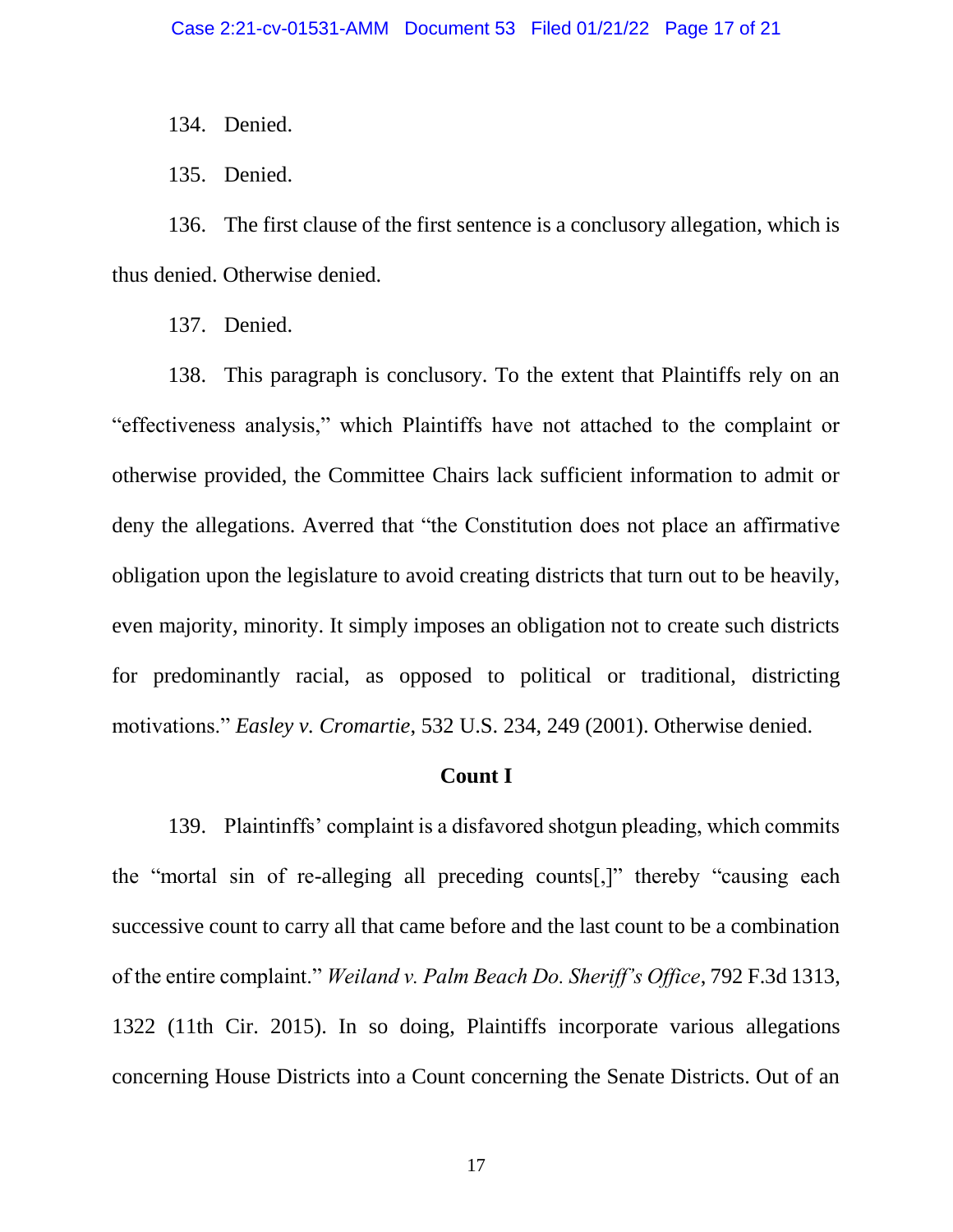134. Denied.

135. Denied.

136. The first clause of the first sentence is a conclusory allegation, which is thus denied. Otherwise denied.

137. Denied.

138. This paragraph is conclusory. To the extent that Plaintiffs rely on an "effectiveness analysis," which Plaintiffs have not attached to the complaint or otherwise provided, the Committee Chairs lack sufficient information to admit or deny the allegations. Averred that "the Constitution does not place an affirmative obligation upon the legislature to avoid creating districts that turn out to be heavily, even majority, minority. It simply imposes an obligation not to create such districts for predominantly racial, as opposed to political or traditional, districting motivations." *Easley v. Cromartie*, 532 U.S. 234, 249 (2001). Otherwise denied.

**Count I**

139. Plaintinffs' complaint is a disfavored shotgun pleading, which commits the "mortal sin of re-alleging all preceding counts[,]" thereby "causing each successive count to carry all that came before and the last count to be a combination of the entire complaint." *Weiland v. Palm Beach Do. Sheriff's Office*, 792 F.3d 1313, 1322 (11th Cir. 2015). In so doing, Plaintiffs incorporate various allegations concerning House Districts into a Count concerning the Senate Districts. Out of an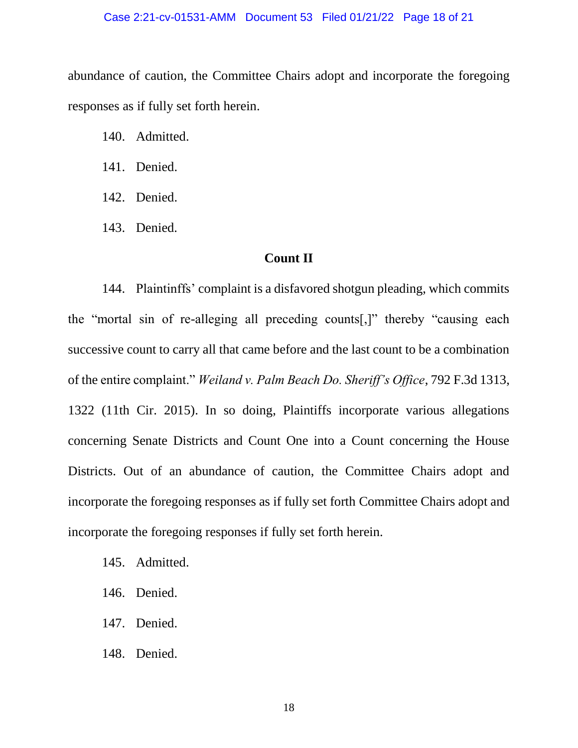abundance of caution, the Committee Chairs adopt and incorporate the foregoing responses as if fully set forth herein.

140. Admitted.

141. Denied.

142. Denied.

143. Denied.

**Count II**

144. Plaintinffs' complaint is a disfavored shotgun pleading, which commits the "mortal sin of re-alleging all preceding counts[,]" thereby "causing each successive count to carry all that came before and the last count to be a combination of the entire complaint." *Weiland v. Palm Beach Do. Sheriff's Office*, 792 F.3d 1313, 1322 (11th Cir. 2015). In so doing, Plaintiffs incorporate various allegations concerning Senate Districts and Count One into a Count concerning the House Districts. Out of an abundance of caution, the Committee Chairs adopt and incorporate the foregoing responses as if fully set forth Committee Chairs adopt and incorporate the foregoing responses if fully set forth herein.

145. Admitted.

146. Denied.

147. Denied.

148. Denied.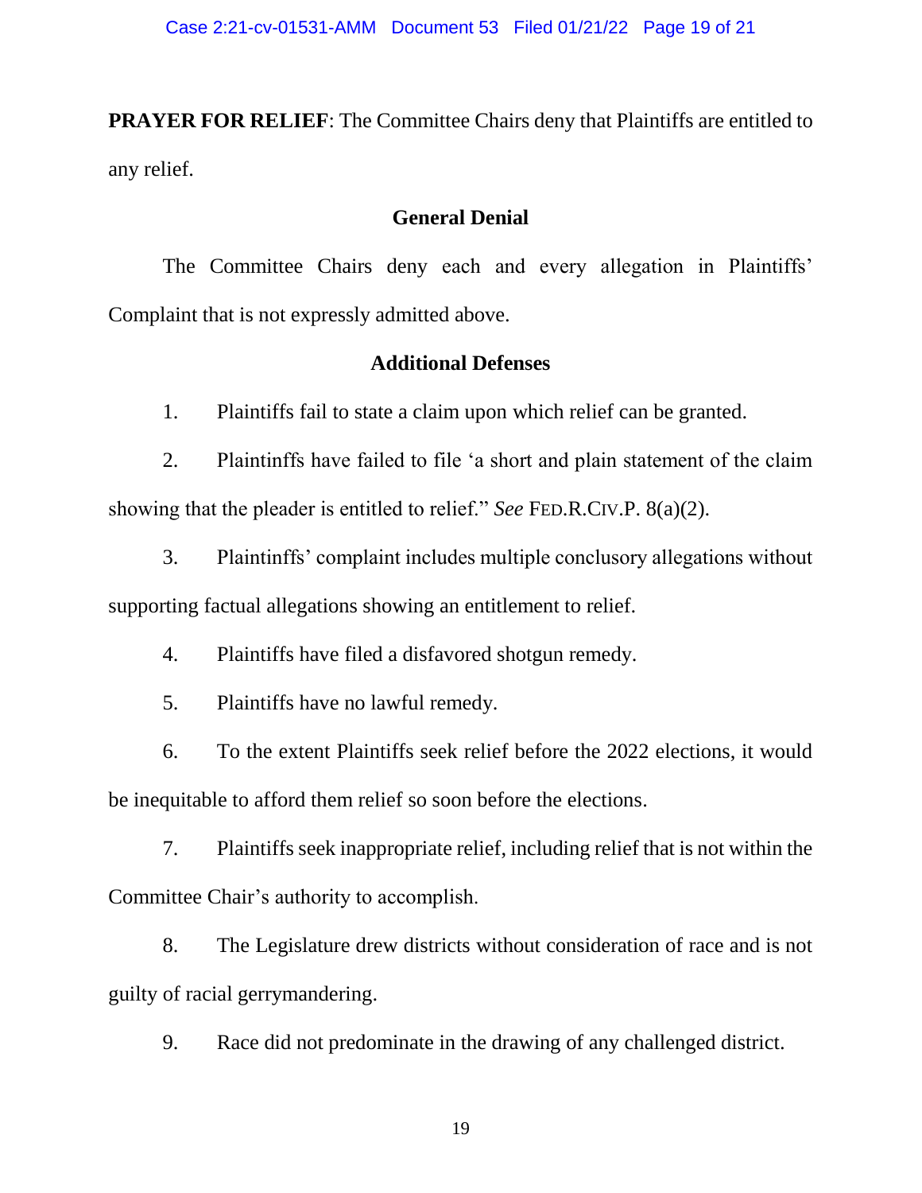**PRAYER FOR RELIEF**: The Committee Chairs deny that Plaintiffs are entitled to any relief.

## General Denial

The Committee Chairs deny each and every allegation in Plaintiffs' Complaint that is not expressly admitted above.

## Additional Defenses

1. Plaintiffs fail to state a claim upon which relief can be granted.

2. Plaintinffs have failed to file 'a short and plain statement of the claim showing that the pleader is entitled to relief." *See* FED.R.CIV.P. 8(a)(2).

3. Plaintinffs' complaint includes multiple conclusory allegations without supporting factual allegations showing an entitlement to relief.

4. Plaintiffs have filed a disfavored shotgun remedy.

5. Plaintiffs have no lawful remedy.

6. To the extent Plaintiffs seek relief before the 2022 elections, it would be inequitable to afford them relief so soon before the elections.

7. Plaintiffs seek inappropriate relief, including relief that is not within the Committee Chair's authority to accomplish.

8. The Legislature drew districts without consideration of race and is not guilty of racial gerrymandering.

9. Race did not predominate in the drawing of any challenged district.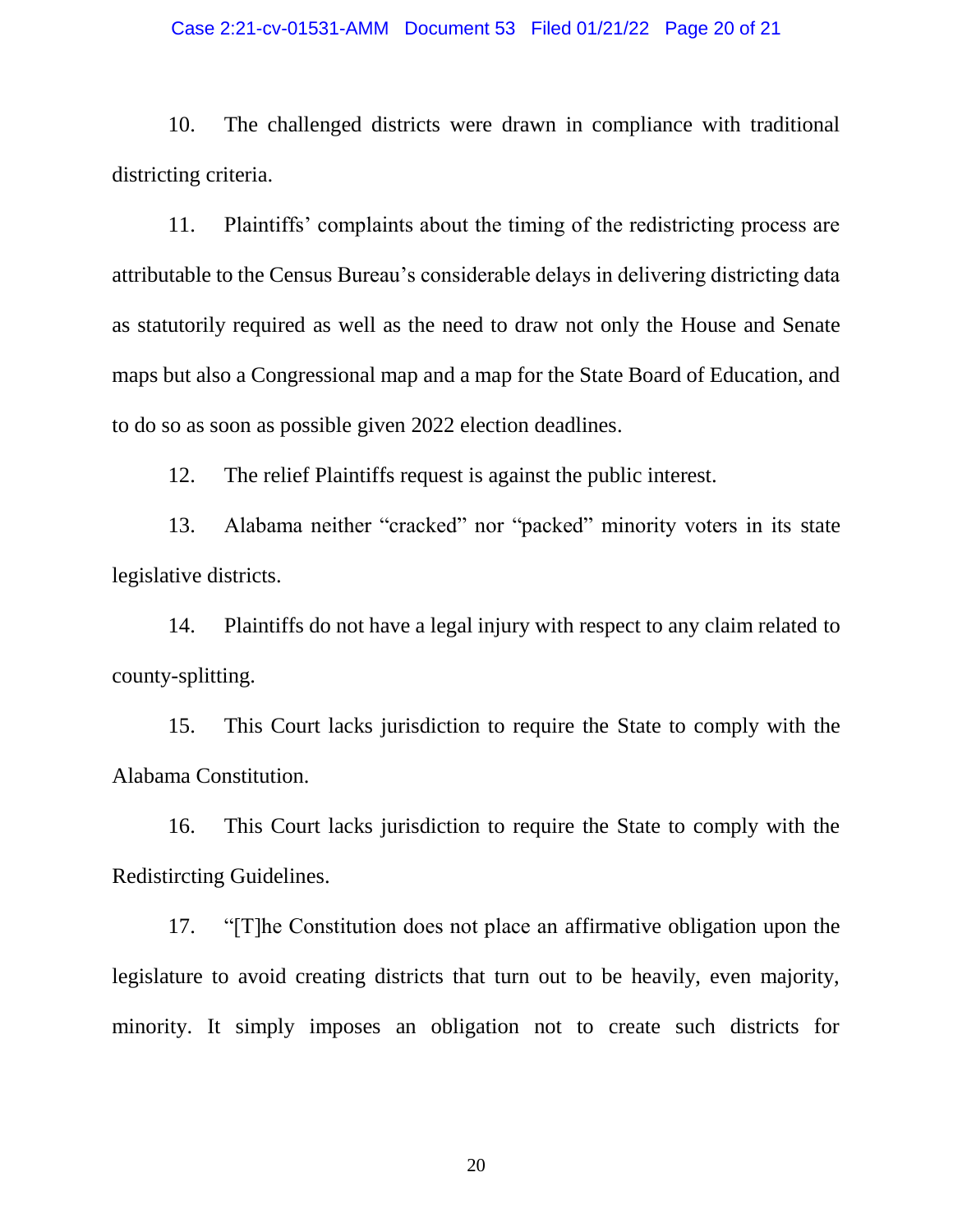10. The challenged districts were drawn in compliance with traditional districting criteria.

11. Plaintiffs' complaints about the timing of the redistricting process are attributable to the Census Bureau's considerable delays in delivering districting data as statutorily required as well as the need to draw not only the House and Senate maps but also a Congressional map and a map for the State Board of Education, and to do so as soon as possible given 2022 election deadlines.

12. The relief Plaintiffs request is against the public interest.

13. Alabama neither "cracked" nor "packed" minority voters in its state legislative districts.

14. Plaintiffs do not have a legal injury with respect to any claim related to county-splitting.

15. This Court lacks jurisdiction to require the State to comply with the Alabama Constitution.

16. This Court lacks jurisdiction to require the State to comply with the Redistircting Guidelines.

17. "[T]he Constitution does not place an affirmative obligation upon the legislature to avoid creating districts that turn out to be heavily, even majority, minority. It simply imposes an obligation not to create such districts for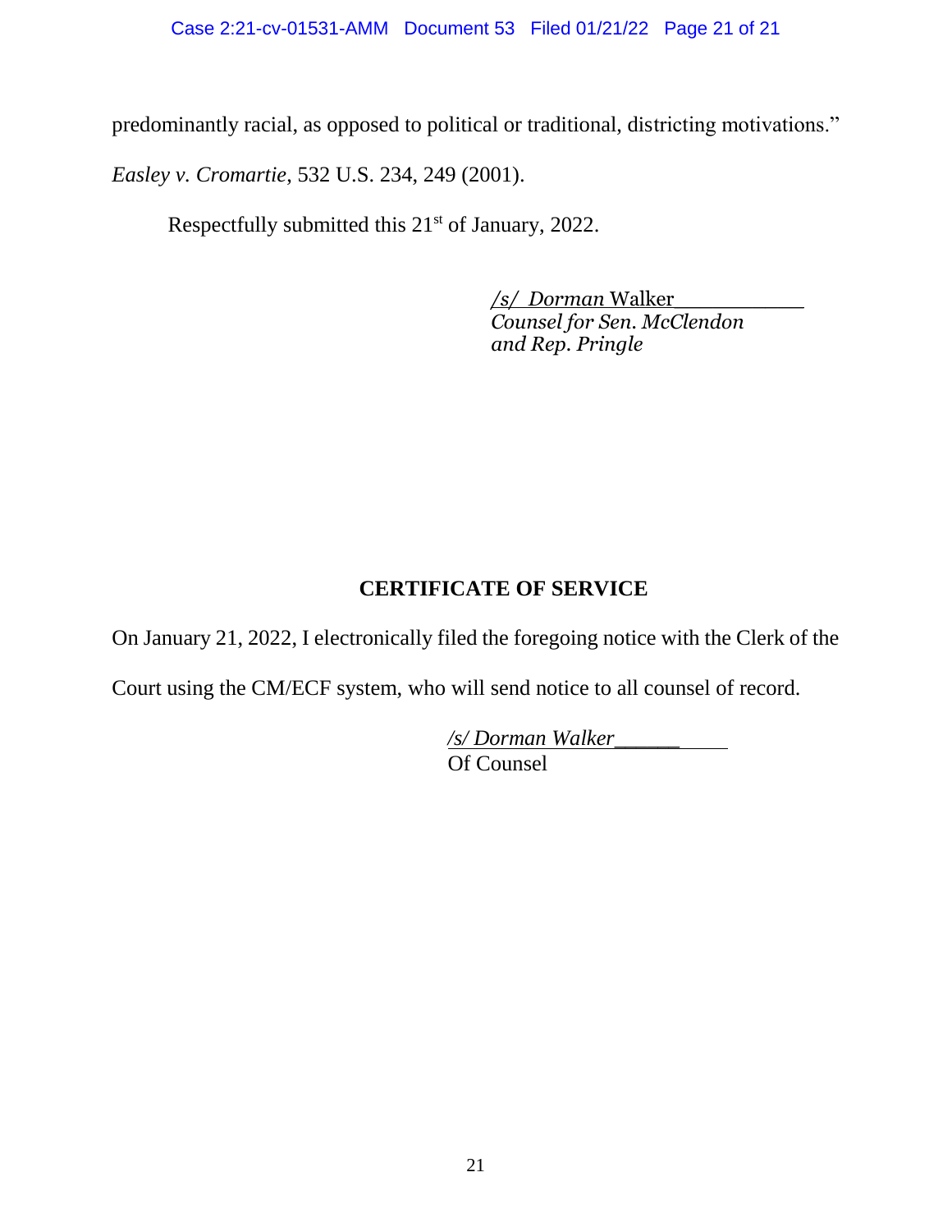predominantly racial, as opposed to political or traditional, districting motivations." *Easley v. Cromartie*, 532 U.S. 234, 249 (2001).

Respectfully submitted this 21st of January, 2022.

*/s/ Dorman* Walker
*Counsel for Sen. McClendon and Rep. Pringle*

**CERTIFICATE OF SERVICE**

On January 21, 2022, I electronically filed the foregoing notice with the Clerk of the Court using the CM/ECF system, who will send notice to all counsel of record.

*/s/ Dorman Walker*
Of Counsel